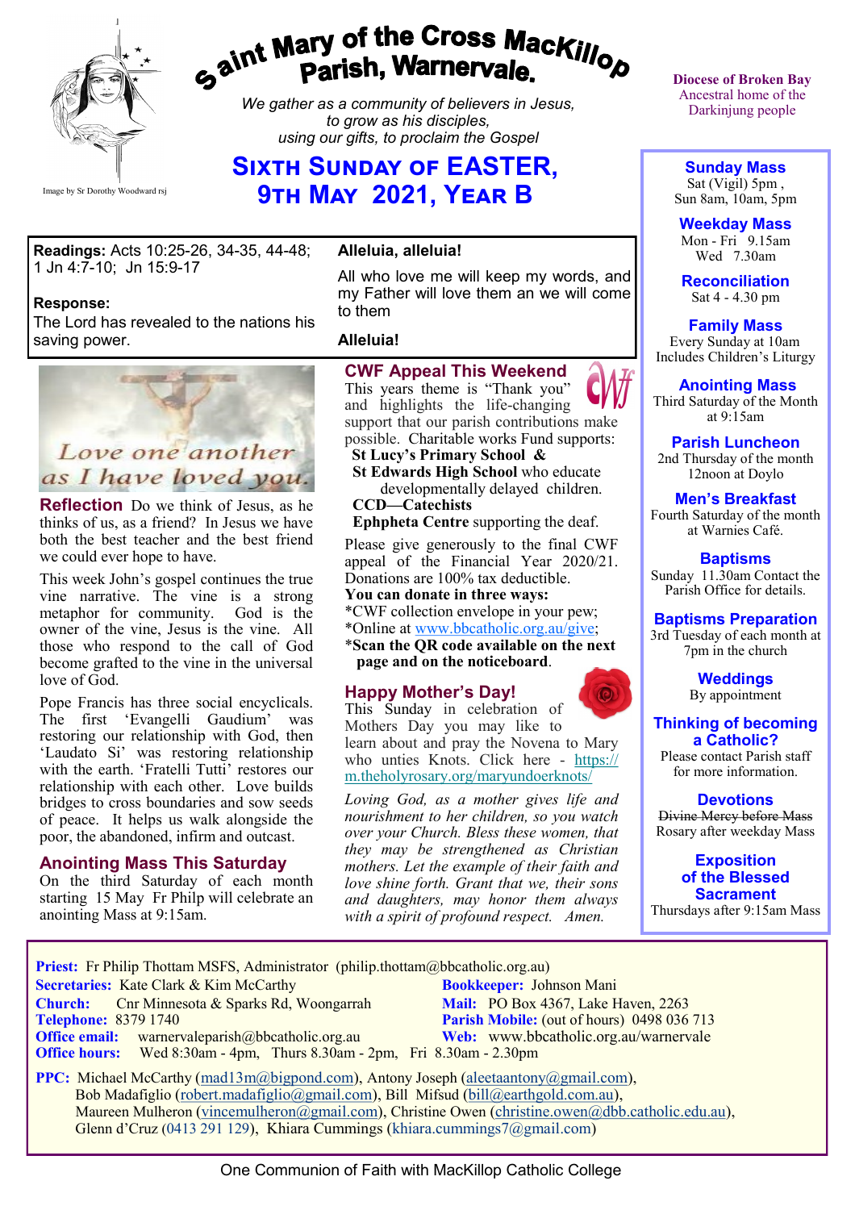# Saint Mary of the Cross MacKillop Parish, Warnervale.

*We gather as a community of believers in Jesus, to grow as his disciples, using our gifts, to proclaim the Gospel*

Image by Sr Dorothy Woodward rsj

**Diocese of Broken Bay**
Ancestral home of the Darkinjung people

## Sixth Sunday of EASTER, 9th May 2021, Year B

**Readings:** Acts 10:25-26, 34-35, 44-48; 1 Jn 4:7-10; Jn 15:9-17

**Response:**
The Lord has revealed to the nations his saving power.

**Alleluia, alleluia!**

All who love me will keep my words, and my Father will love them an we will come to them

**Alleluia!**

*Love one another as I have loved you.*

**Reflection** Do we think of Jesus, as he thinks of us, as a friend? In Jesus we have both the best teacher and the best friend we could ever hope to have.

This week John's gospel continues the true vine narrative. The vine is a strong metaphor for community. God is the owner of the vine, Jesus is the vine. All those who respond to the call of God become grafted to the vine in the universal love of God.

Pope Francis has three social encyclicals. The first 'Evangelli Gaudium' was restoring our relationship with God, then 'Laudato Si' was restoring relationship with the earth. 'Fratelli Tutti' restores our relationship with each other. Love builds bridges to cross boundaries and sow seeds of peace. It helps us walk alongside the poor, the abandoned, infirm and outcast.

### Anointing Mass This Saturday

On the third Saturday of each month starting 15 May Fr Philip will celebrate an anointing Mass at 9:15am.

### CWF Appeal This Weekend

This years theme is "Thank you" and highlights the life-changing support that our parish contributions make possible. Charitable works Fund supports:

- **St Lucy's Primary School &**
- **St Edwards High School** who educate developmentally delayed children.
- **CCD—Catechists**
- **Ephpheta Centre** supporting the deaf.

Please give generously to the final CWF appeal of the Financial Year 2020/21. Donations are 100% tax deductible.

**You can donate in three ways:**

*CWF collection envelope in your pew;
*Online at www.bbcatholic.org.au/give;
***Scan the QR code available on the next page and on the noticeboard**.

### Happy Mother's Day!

This Sunday in celebration of Mothers Day you may like to learn about and pray the Novena to Mary who unties Knots. Click here - https://m.theholyrosary.org/maryundoerknots/

*Loving God, as a mother gives life and nourishment to her children, so you watch over your Church. Bless these women, that they may be strengthened as Christian mothers. Let the example of their faith and love shine forth. Grant that we, their sons and daughters, may honor them always with a spirit of profound respect. Amen.*

**Sunday Mass**
Sat (Vigil) 5pm ,
Sun 8am, 10am, 5pm

**Weekday Mass**
Mon - Fri 9.15am
Wed 7.30am

**Reconciliation**
Sat 4 - 4.30 pm

**Family Mass**
Every Sunday at 10am
Includes Children's Liturgy

**Anointing Mass**
Third Saturday of the Month at 9:15am

**Parish Luncheon**
2nd Thursday of the month 12noon at Doylo

**Men's Breakfast**
Fourth Saturday of the month at Warnies Café.

**Baptisms**
Sunday 11.30am Contact the Parish Office for details.

**Baptisms Preparation**
3rd Tuesday of each month at 7pm in the church

**Weddings**
By appointment

**Thinking of becoming a Catholic?**
Please contact Parish staff for more information.

**Devotions**
~~Divine Mercy before Mass~~
Rosary after weekday Mass

**Exposition of the Blessed Sacrament**
Thursdays after 9:15am Mass

**Priest:** Fr Philip Thottam MSFS, Administrator (philip.thottam@bbcatholic.org.au)
**Secretaries:** Kate Clark & Kim McCarthy
**Bookkeeper:** Johnson Mani
**Church:** Cnr Minnesota & Sparks Rd, Woongarrah
**Mail:** PO Box 4367, Lake Haven, 2263
**Telephone:** 8379 1740
**Parish Mobile:** (out of hours) 0498 036 713
**Office email:** warnervaleparish@bbcatholic.org.au
**Web:** www.bbcatholic.org.au/warnervale
**Office hours:** Wed 8:30am - 4pm, Thurs 8.30am - 2pm, Fri 8.30am - 2.30pm

**PPC:** Michael McCarthy (mad13m@bigpond.com), Antony Joseph (aleetaantony@gmail.com), Bob Madafiglio (robert.madafiglio@gmail.com), Bill Mifsud (bill@earthgold.com.au), Maureen Mulheron (vincemulheron@gmail.com), Christine Owen (christine.owen@dbb.catholic.edu.au), Glenn d'Cruz (0413 291 129), Khiara Cummings (khiara.cummings7@gmail.com)

One Communion of Faith with MacKillop Catholic College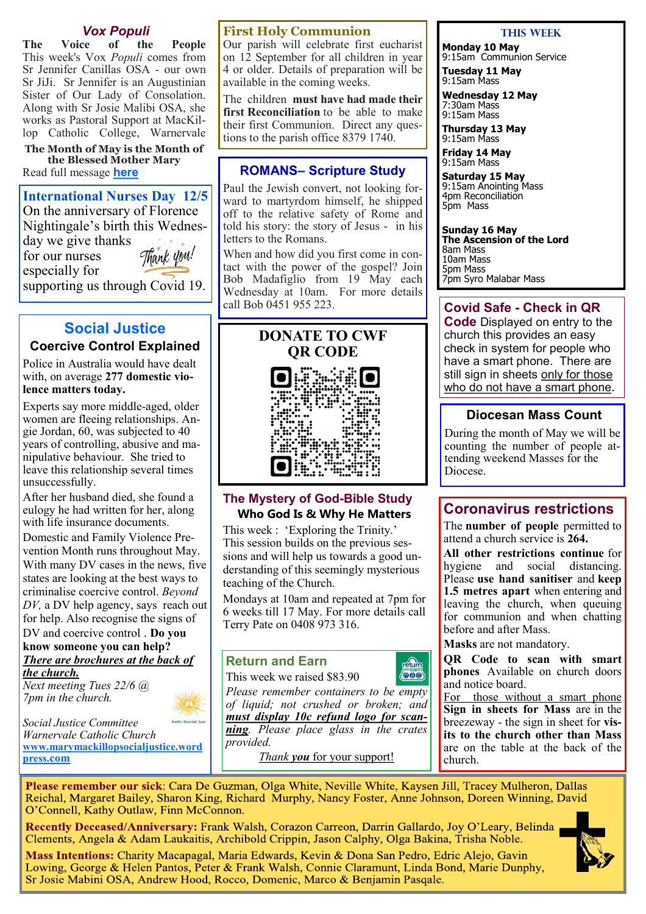## *Vox Populi*

**The Voice of the People**

This week's Vox *Populi* comes from Sr Jennifer Canillas OSA - our own Sr JiJi. Sr Jennifer is an Augustinian Sister of Our Lady of Consolation. Along with Sr Josie Malibi OSA, she works as Pastoral Support at MacKillop Catholic College, Warnervale

**The Month of May is the Month of the Blessed Mother Mary**

Read full message **here**

## International Nurses Day 12/5

On the anniversary of Florence Nightingale's birth this Wednesday we give thanks for our nurses especially for supporting us through Covid 19.

Thank you!

## Social Justice

### Coercive Control Explained

Police in Australia would have dealt with, on average **277 domestic violence matters today.**

Experts say more middle-aged, older women are fleeing relationships. Angie Jordan, 60, was subjected to 40 years of controlling, abusive and manipulative behaviour. She tried to leave this relationship several times unsuccessfully.

After her husband died, she found a eulogy he had written for her, along with life insurance documents.

Domestic and Family Violence Prevention Month runs throughout May. With many DV cases in the news, five states are looking at the best ways to criminalise coercive control. *Beyond DV,* a DV help agency, says reach out for help. Also recognise the signs of DV and coercive control . **Do you know someone you can help?** ***There are brochures at the back of the church.***

*Next meeting Tues 22/6 @ 7pm in the church.*

*Social Justice Committee*
*Warnervale Catholic Church*
**www.marymackillopsocialjustice.wordpress.com**

## First Holy Communion

Our parish will celebrate first eucharist on 12 September for all children in year 4 or older. Details of preparation will be available in the coming weeks.

The children **must have had made their first Reconciliation** to be able to make their first Communion. Direct any questions to the parish office 8379 1740.

## ROMANS– Scripture Study

Paul the Jewish convert, not looking forward to martyrdom himself, he shipped off to the relative safety of Rome and told his story: the story of Jesus - in his letters to the Romans.

When and how did you first come in contact with the power of the gospel? Join Bob Madafiglio from 19 May each Wednesday at 10am. For more details call Bob 0451 955 223.

## DONATE TO CWF QR CODE

## The Mystery of God-Bible Study

### Who God Is & Why He Matters

This week : 'Exploring the Trinity.' This session builds on the previous sessions and will help us towards a good understanding of this seemingly mysterious teaching of the Church.

Mondays at 10am and repeated at 7pm for 6 weeks till 17 May. For more details call Terry Pate on 0408 973 316.

## Return and Earn

This week we raised $83.90

*Please remember containers to be empty of liquid; not crushed or broken; and* ***must display 10c refund logo for scanning****. Please place glass in the crates provided.*

*Thank **you** for your support!*

## THIS WEEK

**Monday 10 May**
9:15am Communion Service

**Tuesday 11 May**
9:15am Mass

**Wednesday 12 May**
7:30am Mass
9:15am Mass

**Thursday 13 May**
9:15am Mass

**Friday 14 May**
9:15am Mass

**Saturday 15 May**
9:15am Anointing Mass
4pm Reconciliation
5pm Mass

**Sunday 16 May**
**The Ascension of the Lord**
8am Mass
10am Mass
5pm Mass
7pm Syro Malabar Mass

## Covid Safe - Check in QR Code

Displayed on entry to the church this provides an easy check in system for people who have a smart phone. There are still sign in sheets only for those who do not have a smart phone.

## Diocesan Mass Count

During the month of May we will be counting the number of people attending weekend Masses for the Diocese.

## Coronavirus restrictions

The **number of people** permitted to attend a church service is **264.**

**All other restrictions continue** for hygiene and social distancing. Please **use hand sanitiser** and **keep 1.5 metres apart** when entering and leaving the church, when queuing for communion and when chatting before and after Mass.

**Masks** are not mandatory.

**QR Code to scan with smart phones** Available on church doors and notice board.

For those without a smart phone **Sign in sheets for Mass** are in the breezeway - the sign in sheet for **visits to the church other than Mass** are on the table at the back of the church.

**Please remember our sick**: Cara De Guzman, Olga White, Neville White, Kaysen Jill, Tracey Mulheron, Dallas Reichal, Margaret Bailey, Sharon King, Richard Murphy, Nancy Foster, Anne Johnson, Doreen Winning, David O'Connell, Kathy Outlaw, Finn McConnon.

**Recently Deceased/Anniversary:** Frank Walsh, Corazon Carreon, Darrin Gallardo, Joy O'Leary, Belinda Clements, Angela & Adam Laukaitis, Archibold Crippin, Jason Calphy, Olga Bakina, Trisha Noble.

**Mass Intentions:** Charity Macapagal, Maria Edwards, Kevin & Dona San Pedro, Edric Alejo, Gavin Lowing, George & Helen Pantos, Peter & Frank Walsh, Connie Claramunt, Linda Bond, Marie Dunphy, Sr Josie Mabini OSA, Andrew Hood, Rocco, Domenic, Marco & Benjamin Pasqale.